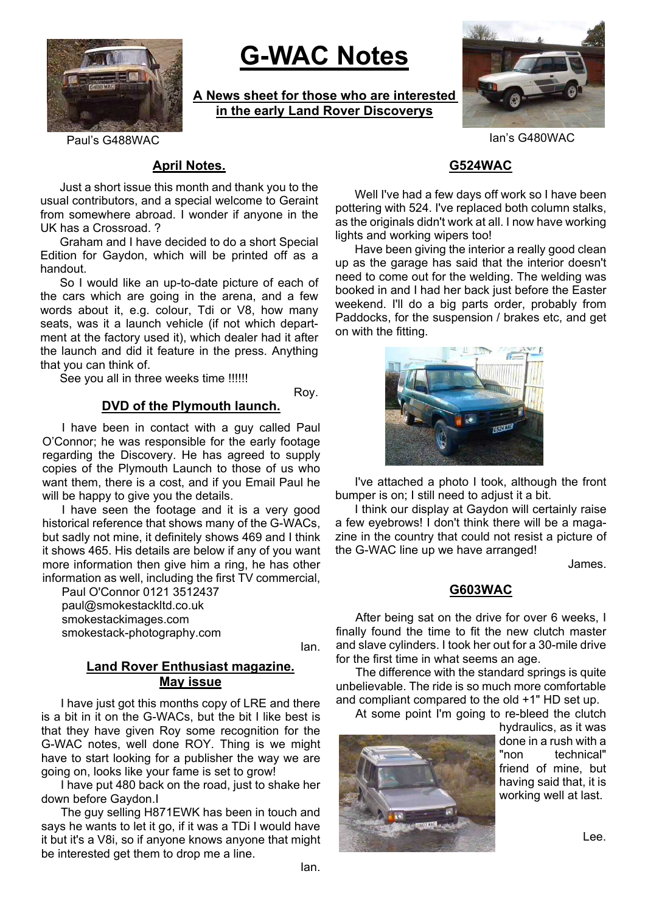# G-WAC Notes

**A News sheet for those who are interested in the early Land Rover Discoverys**

Paul's G488WAC

Ian's G480WAC

## April Notes.

Just a short issue this month and thank you to the usual contributors, and a special welcome to Geraint from somewhere abroad. I wonder if anyone in the UK has a Crossroad. ?

Graham and I have decided to do a short Special Edition for Gaydon, which will be printed off as a handout.

So I would like an up-to-date picture of each of the cars which are going in the arena, and a few words about it, e.g. colour, Tdi or V8, how many seats, was it a launch vehicle (if not which department at the factory used it), which dealer had it after the launch and did it feature in the press. Anything that you can think of.

See you all in three weeks time !!!!!!

Roy.

## DVD of the Plymouth launch.

I have been in contact with a guy called Paul O'Connor; he was responsible for the early footage regarding the Discovery. He has agreed to supply copies of the Plymouth Launch to those of us who want them, there is a cost, and if you Email Paul he will be happy to give you the details.

I have seen the footage and it is a very good historical reference that shows many of the G-WACs, but sadly not mine, it definitely shows 469 and I think it shows 465. His details are below if any of you want more information then give him a ring, he has other information as well, including the first TV commercial,

Paul O'Connor 0121 3512437
paul@smokestackltd.co.uk
smokestackimages.com
smokestack-photography.com

Ian.

## Land Rover Enthusiast magazine. May issue

I have just got this months copy of LRE and there is a bit in it on the G-WACs, but the bit I like best is that they have given Roy some recognition for the G-WAC notes, well done ROY. Thing is we might have to start looking for a publisher the way we are going on, looks like your fame is set to grow!

I have put 480 back on the road, just to shake her down before Gaydon.I

The guy selling H871EWK has been in touch and says he wants to let it go, if it was a TDi I would have it but it's a V8i, so if anyone knows anyone that might be interested get them to drop me a line.

Ian.

## G524WAC

Well I've had a few days off work so I have been pottering with 524. I've replaced both column stalks, as the originals didn't work at all. I now have working lights and working wipers too!

Have been giving the interior a really good clean up as the garage has said that the interior doesn't need to come out for the welding. The welding was booked in and I had her back just before the Easter weekend. I'll do a big parts order, probably from Paddocks, for the suspension / brakes etc, and get on with the fitting.

I've attached a photo I took, although the front bumper is on; I still need to adjust it a bit.

I think our display at Gaydon will certainly raise a few eyebrows! I don't think there will be a magazine in the country that could not resist a picture of the G-WAC line up we have arranged!

James.

## G603WAC

After being sat on the drive for over 6 weeks, I finally found the time to fit the new clutch master and slave cylinders. I took her out for a 30-mile drive for the first time in what seems an age.

The difference with the standard springs is quite unbelievable. The ride is so much more comfortable and compliant compared to the old +1" HD set up.

At some point I'm going to re-bleed the clutch hydraulics, as it was done in a rush with a "non technical" friend of mine, but having said that, it is working well at last.

Lee.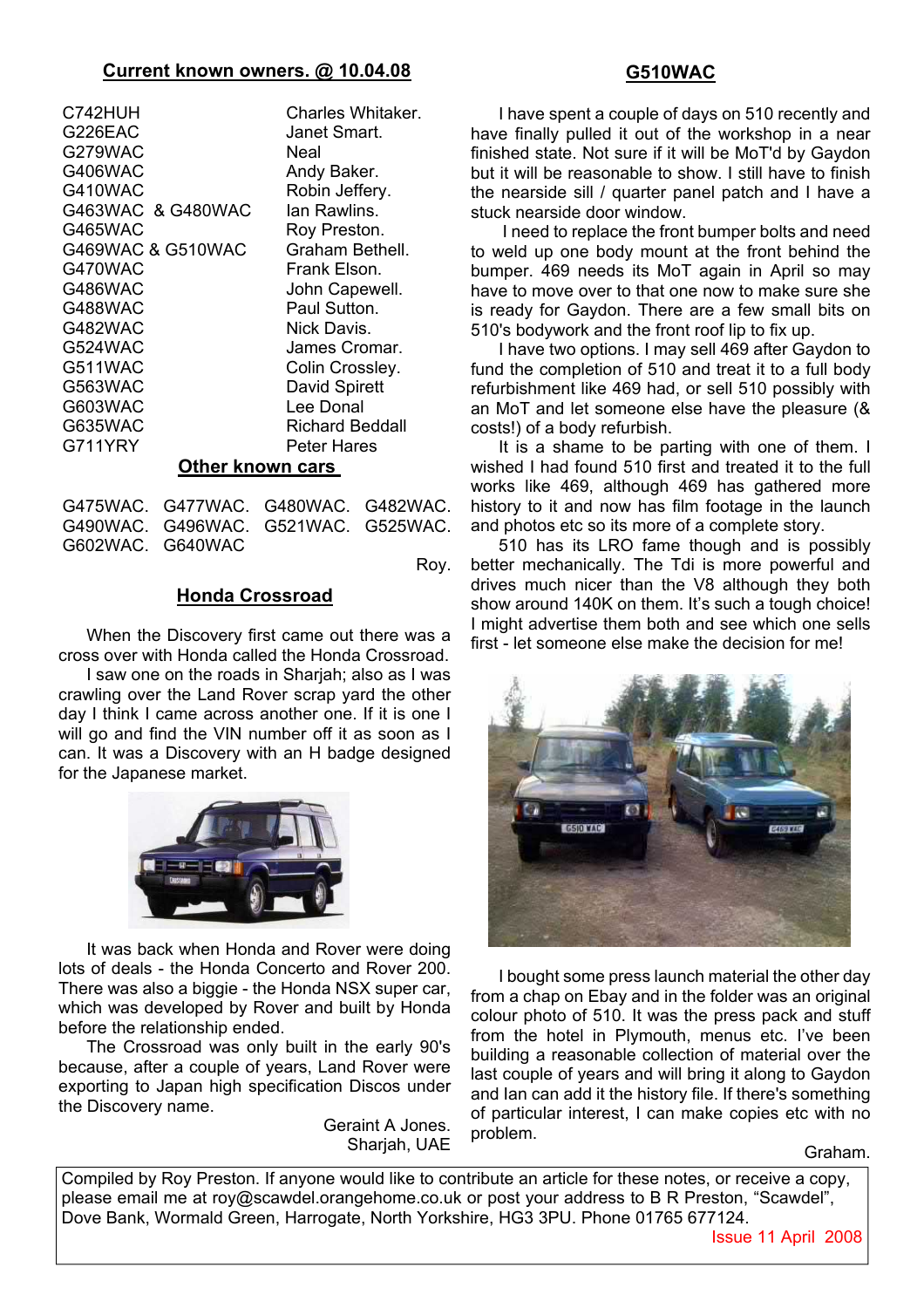## Current known owners. @ 10.04.08

| | |
|---|---|
| C742HUH | Charles Whitaker. |
| G226EAC | Janet Smart. |
| G279WAC | Neal |
| G406WAC | Andy Baker. |
| G410WAC | Robin Jeffery. |
| G463WAC & G480WAC | Ian Rawlins. |
| G465WAC | Roy Preston. |
| G469WAC & G510WAC | Graham Bethell. |
| G470WAC | Frank Elson. |
| G486WAC | John Capewell. |
| G488WAC | Paul Sutton. |
| G482WAC | Nick Davis. |
| G524WAC | James Cromar. |
| G511WAC | Colin Crossley. |
| G563WAC | David Spirett |
| G603WAC | Lee Donal |
| G635WAC | Richard Beddall |
| G711YRY | Peter Hares |

## Other known cars

G475WAC. G477WAC. G480WAC. G482WAC. G490WAC. G496WAC. G521WAC. G525WAC. G602WAC. G640WAC

Roy.

## Honda Crossroad

When the Discovery first came out there was a cross over with Honda called the Honda Crossroad.

I saw one on the roads in Sharjah; also as I was crawling over the Land Rover scrap yard the other day I think I came across another one. If it is one I will go and find the VIN number off it as soon as I can. It was a Discovery with an H badge designed for the Japanese market.

It was back when Honda and Rover were doing lots of deals - the Honda Concerto and Rover 200. There was also a biggie - the Honda NSX super car, which was developed by Rover and built by Honda before the relationship ended.

The Crossroad was only built in the early 90's because, after a couple of years, Land Rover were exporting to Japan high specification Discos under the Discovery name.

Geraint A Jones.
Sharjah, UAE

## G510WAC

I have spent a couple of days on 510 recently and have finally pulled it out of the workshop in a near finished state. Not sure if it will be MoT'd by Gaydon but it will be reasonable to show. I still have to finish the nearside sill / quarter panel patch and I have a stuck nearside door window.

I need to replace the front bumper bolts and need to weld up one body mount at the front behind the bumper. 469 needs its MoT again in April so may have to move over to that one now to make sure she is ready for Gaydon. There are a few small bits on 510's bodywork and the front roof lip to fix up.

I have two options. I may sell 469 after Gaydon to fund the completion of 510 and treat it to a full body refurbishment like 469 had, or sell 510 possibly with an MoT and let someone else have the pleasure (& costs!) of a body refurbish.

It is a shame to be parting with one of them. I wished I had found 510 first and treated it to the full works like 469, although 469 has gathered more history to it and now has film footage in the launch and photos etc so its more of a complete story.

510 has its LRO fame though and is possibly better mechanically. The Tdi is more powerful and drives much nicer than the V8 although they both show around 140K on them. It's such a tough choice! I might advertise them both and see which one sells first - let someone else make the decision for me!

I bought some press launch material the other day from a chap on Ebay and in the folder was an original colour photo of 510. It was the press pack and stuff from the hotel in Plymouth, menus etc. I've been building a reasonable collection of material over the last couple of years and will bring it along to Gaydon and Ian can add it the history file. If there's something of particular interest, I can make copies etc with no problem.

Graham.

Compiled by Roy Preston. If anyone would like to contribute an article for these notes, or receive a copy, please email me at roy@scawdel.orangehome.co.uk or post your address to B R Preston, "Scawdel", Dove Bank, Wormald Green, Harrogate, North Yorkshire, HG3 3PU. Phone 01765 677124.

Issue 11 April 2008